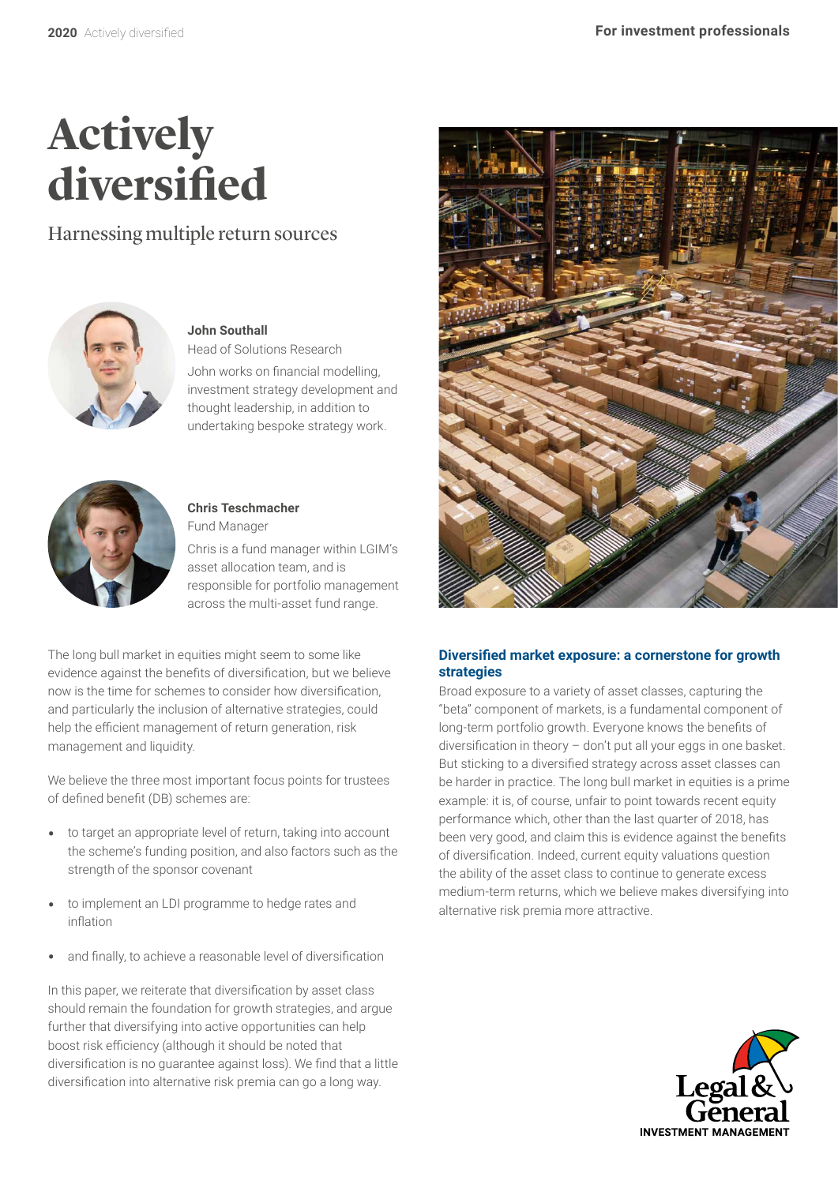# Actively diversified

## Harnessing multiple return sources

**John Southall**
Head of Solutions Research
John works on financial modelling, investment strategy development and thought leadership, in addition to undertaking bespoke strategy work.

**Chris Teschmacher**
Fund Manager
Chris is a fund manager within LGIM's asset allocation team, and is responsible for portfolio management across the multi-asset fund range.

The long bull market in equities might seem to some like evidence against the benefits of diversification, but we believe now is the time for schemes to consider how diversification, and particularly the inclusion of alternative strategies, could help the efficient management of return generation, risk management and liquidity.

We believe the three most important focus points for trustees of defined benefit (DB) schemes are:

- to target an appropriate level of return, taking into account the scheme's funding position, and also factors such as the strength of the sponsor covenant
- to implement an LDI programme to hedge rates and inflation
- and finally, to achieve a reasonable level of diversification

In this paper, we reiterate that diversification by asset class should remain the foundation for growth strategies, and argue further that diversifying into active opportunities can help boost risk efficiency (although it should be noted that diversification is no guarantee against loss). We find that a little diversification into alternative risk premia can go a long way.

### Diversified market exposure: a cornerstone for growth strategies

Broad exposure to a variety of asset classes, capturing the "beta" component of markets, is a fundamental component of long-term portfolio growth. Everyone knows the benefits of diversification in theory – don't put all your eggs in one basket. But sticking to a diversified strategy across asset classes can be harder in practice. The long bull market in equities is a prime example: it is, of course, unfair to point towards recent equity performance which, other than the last quarter of 2018, has been very good, and claim this is evidence against the benefits of diversification. Indeed, current equity valuations question the ability of the asset class to continue to generate excess medium-term returns, which we believe makes diversifying into alternative risk premia more attractive.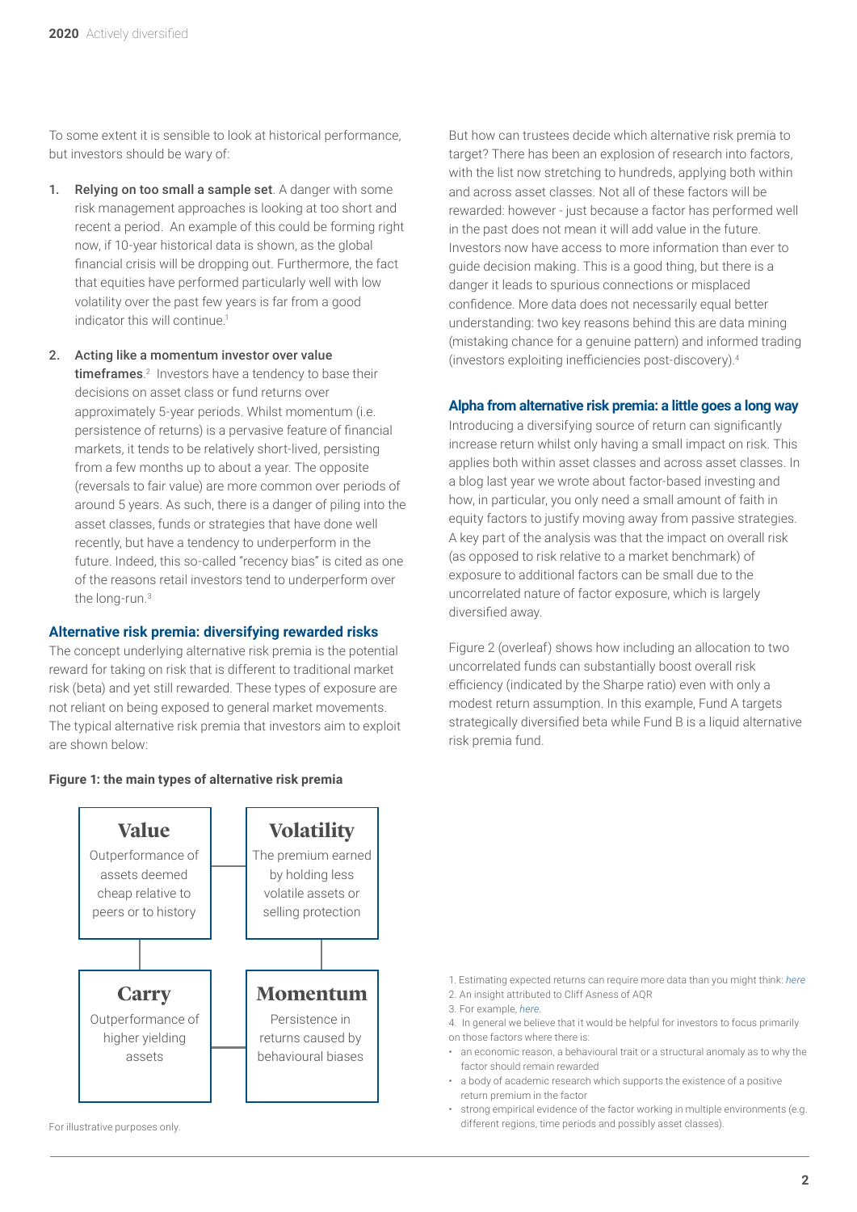To some extent it is sensible to look at historical performance, but investors should be wary of:

1. **Relying on too small a sample set**. A danger with some risk management approaches is looking at too short and recent a period. An example of this could be forming right now, if 10-year historical data is shown, as the global financial crisis will be dropping out. Furthermore, the fact that equities have performed particularly well with low volatility over the past few years is far from a good indicator this will continue.[1]

2. **Acting like a momentum investor over value timeframes**.[2] Investors have a tendency to base their decisions on asset class or fund returns over approximately 5-year periods. Whilst momentum (i.e. persistence of returns) is a pervasive feature of financial markets, it tends to be relatively short-lived, persisting from a few months up to about a year. The opposite (reversals to fair value) are more common over periods of around 5 years. As such, there is a danger of piling into the asset classes, funds or strategies that have done well recently, but have a tendency to underperform in the future. Indeed, this so-called "recency bias" is cited as one of the reasons retail investors tend to underperform over the long-run.[3]

## Alternative risk premia: diversifying rewarded risks

The concept underlying alternative risk premia is the potential reward for taking on risk that is different to traditional market risk (beta) and yet still rewarded. These types of exposure are not reliant on being exposed to general market movements. The typical alternative risk premia that investors aim to exploit are shown below:

**Figure 1: the main types of alternative risk premia**

| **Value** | **Volatility** |
|---|---|
| Outperformance of assets deemed cheap relative to peers or to history | The premium earned by holding less volatile assets or selling protection |
| **Carry** | **Momentum** |
| Outperformance of higher yielding assets | Persistence in returns caused by behavioural biases |

For illustrative purposes only.

But how can trustees decide which alternative risk premia to target? There has been an explosion of research into factors, with the list now stretching to hundreds, applying both within and across asset classes. Not all of these factors will be rewarded: however - just because a factor has performed well in the past does not mean it will add value in the future. Investors now have access to more information than ever to guide decision making. This is a good thing, but there is a danger it leads to spurious connections or misplaced confidence. More data does not necessarily equal better understanding: two key reasons behind this are data mining (mistaking chance for a genuine pattern) and informed trading (investors exploiting inefficiencies post-discovery).[4]

## Alpha from alternative risk premia: a little goes a long way

Introducing a diversifying source of return can significantly increase return whilst only having a small impact on risk. This applies both within asset classes and across asset classes. In a blog last year we wrote about factor-based investing and how, in particular, you only need a small amount of faith in equity factors to justify moving away from passive strategies. A key part of the analysis was that the impact on overall risk (as opposed to risk relative to a market benchmark) of exposure to additional factors can be small due to the uncorrelated nature of factor exposure, which is largely diversified away.

Figure 2 (overleaf) shows how including an allocation to two uncorrelated funds can substantially boost overall risk efficiency (indicated by the Sharpe ratio) even with only a modest return assumption. In this example, Fund A targets strategically diversified beta while Fund B is a liquid alternative risk premia fund.

1. Estimating expected returns can require more data than you might think: *here*
2. An insight attributed to Cliff Asness of AQR
3. For example, *here*.
4. In general we believe that it would be helpful for investors to focus primarily on those factors where there is:
   - an economic reason, a behavioural trait or a structural anomaly as to why the factor should remain rewarded
   - a body of academic research which supports the existence of a positive return premium in the factor
   - strong empirical evidence of the factor working in multiple environments (e.g. different regions, time periods and possibly asset classes).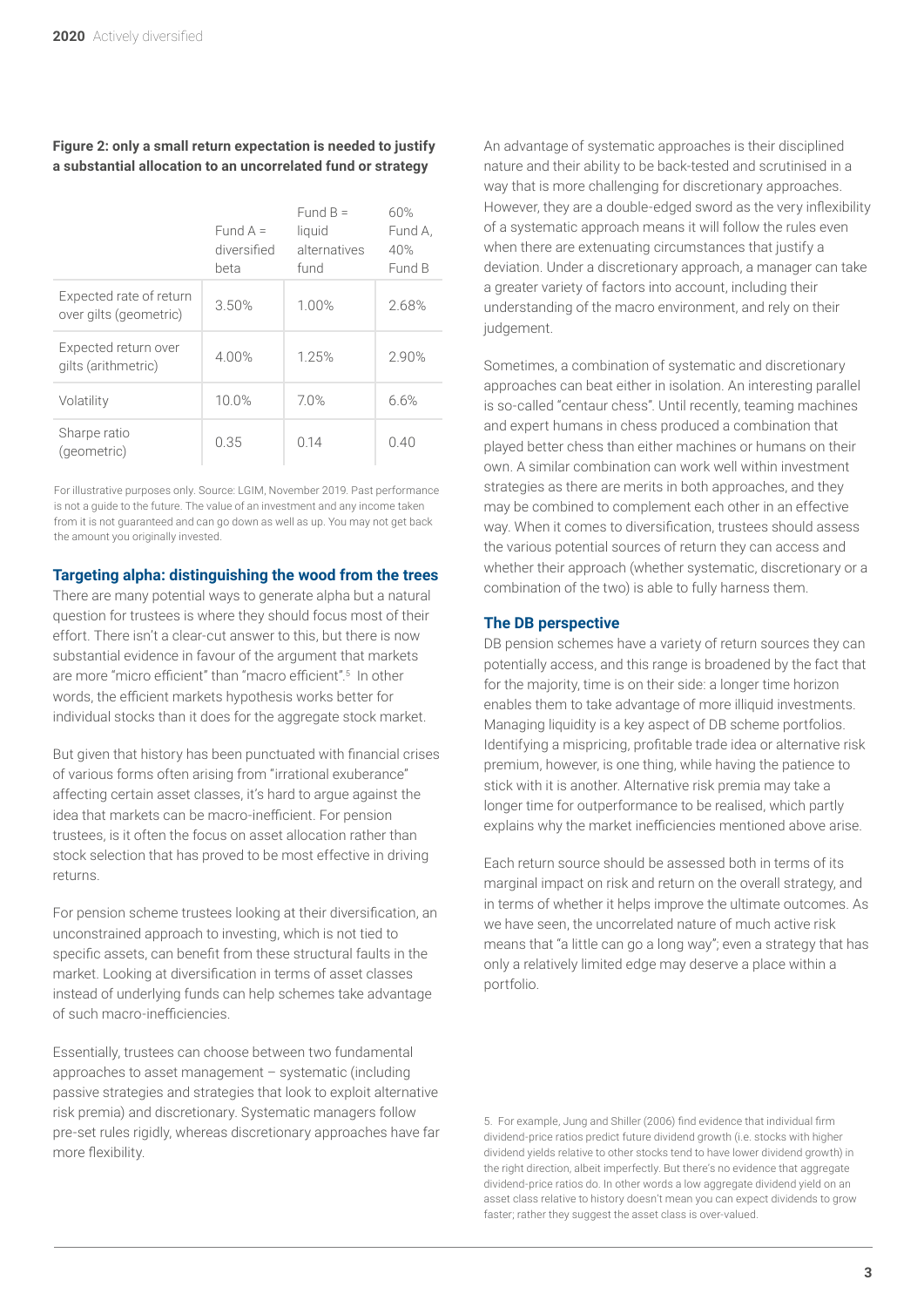**Figure 2: only a small return expectation is needed to justify a substantial allocation to an uncorrelated fund or strategy**

| | Fund A = diversified beta | Fund B = liquid alternatives fund | 60% Fund A, 40% Fund B |
|---|---|---|---|
| Expected rate of return over gilts (geometric) | 3.50% | 1.00% | 2.68% |
| Expected return over gilts (arithmetic) | 4.00% | 1.25% | 2.90% |
| Volatility | 10.0% | 7.0% | 6.6% |
| Sharpe ratio (geometric) | 0.35 | 0.14 | 0.40 |

For illustrative purposes only. Source: LGIM, November 2019. Past performance is not a guide to the future. The value of an investment and any income taken from it is not guaranteed and can go down as well as up. You may not get back the amount you originally invested.

### Targeting alpha: distinguishing the wood from the trees

There are many potential ways to generate alpha but a natural question for trustees is where they should focus most of their effort. There isn't a clear-cut answer to this, but there is now substantial evidence in favour of the argument that markets are more "micro efficient" than "macro efficient".[5] In other words, the efficient markets hypothesis works better for individual stocks than it does for the aggregate stock market.

But given that history has been punctuated with financial crises of various forms often arising from "irrational exuberance" affecting certain asset classes, it's hard to argue against the idea that markets can be macro-inefficient. For pension trustees, is it often the focus on asset allocation rather than stock selection that has proved to be most effective in driving returns.

For pension scheme trustees looking at their diversification, an unconstrained approach to investing, which is not tied to specific assets, can benefit from these structural faults in the market. Looking at diversification in terms of asset classes instead of underlying funds can help schemes take advantage of such macro-inefficiencies.

Essentially, trustees can choose between two fundamental approaches to asset management – systematic (including passive strategies and strategies that look to exploit alternative risk premia) and discretionary. Systematic managers follow pre-set rules rigidly, whereas discretionary approaches have far more flexibility.

An advantage of systematic approaches is their disciplined nature and their ability to be back-tested and scrutinised in a way that is more challenging for discretionary approaches. However, they are a double-edged sword as the very inflexibility of a systematic approach means it will follow the rules even when there are extenuating circumstances that justify a deviation. Under a discretionary approach, a manager can take a greater variety of factors into account, including their understanding of the macro environment, and rely on their judgement.

Sometimes, a combination of systematic and discretionary approaches can beat either in isolation. An interesting parallel is so-called "centaur chess". Until recently, teaming machines and expert humans in chess produced a combination that played better chess than either machines or humans on their own. A similar combination can work well within investment strategies as there are merits in both approaches, and they may be combined to complement each other in an effective way. When it comes to diversification, trustees should assess the various potential sources of return they can access and whether their approach (whether systematic, discretionary or a combination of the two) is able to fully harness them.

### The DB perspective

DB pension schemes have a variety of return sources they can potentially access, and this range is broadened by the fact that for the majority, time is on their side: a longer time horizon enables them to take advantage of more illiquid investments. Managing liquidity is a key aspect of DB scheme portfolios. Identifying a mispricing, profitable trade idea or alternative risk premium, however, is one thing, while having the patience to stick with it is another. Alternative risk premia may take a longer time for outperformance to be realised, which partly explains why the market inefficiencies mentioned above arise.

Each return source should be assessed both in terms of its marginal impact on risk and return on the overall strategy, and in terms of whether it helps improve the ultimate outcomes. As we have seen, the uncorrelated nature of much active risk means that "a little can go a long way"; even a strategy that has only a relatively limited edge may deserve a place within a portfolio.

5. For example, Jung and Shiller (2006) find evidence that individual firm dividend-price ratios predict future dividend growth (i.e. stocks with higher dividend yields relative to other stocks tend to have lower dividend growth) in the right direction, albeit imperfectly. But there's no evidence that aggregate dividend-price ratios do. In other words a low aggregate dividend yield on an asset class relative to history doesn't mean you can expect dividends to grow faster; rather they suggest the asset class is over-valued.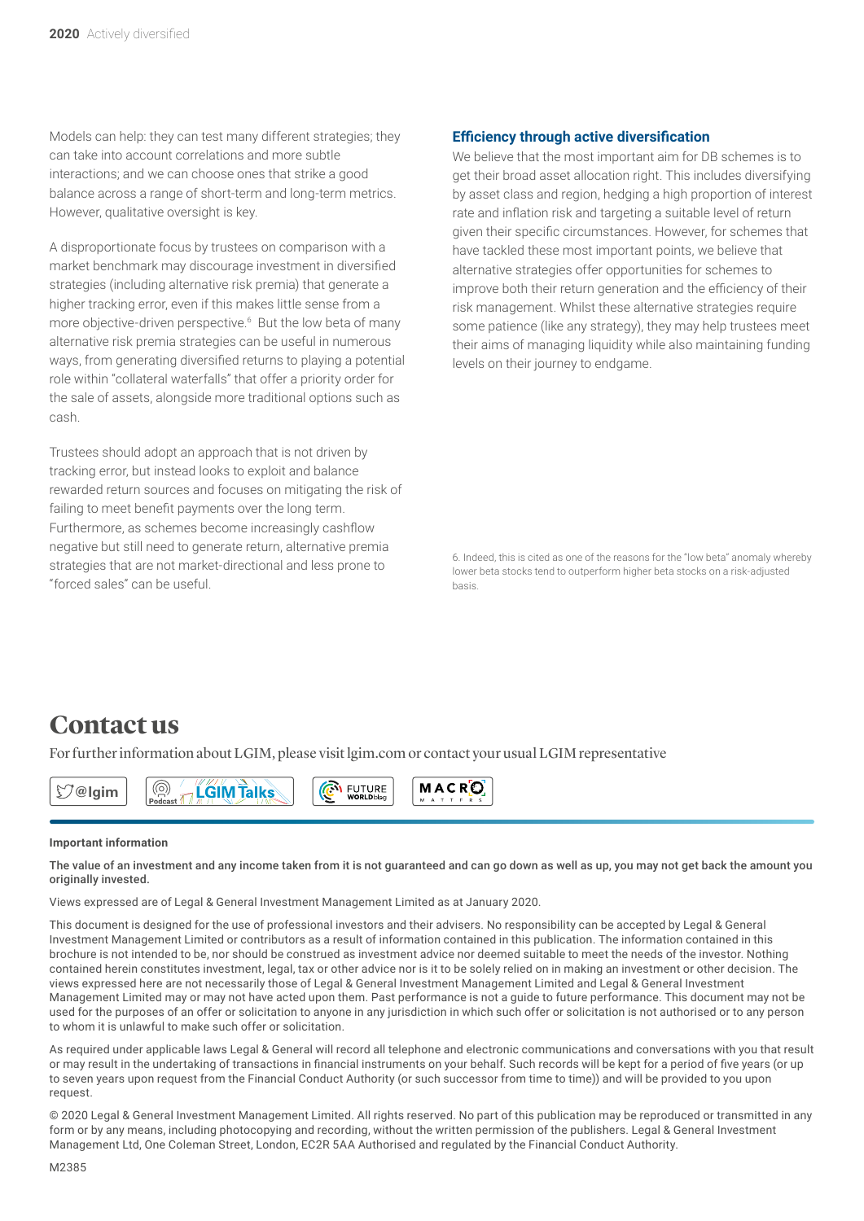Models can help: they can test many different strategies; they can take into account correlations and more subtle interactions; and we can choose ones that strike a good balance across a range of short-term and long-term metrics. However, qualitative oversight is key.

A disproportionate focus by trustees on comparison with a market benchmark may discourage investment in diversified strategies (including alternative risk premia) that generate a higher tracking error, even if this makes little sense from a more objective-driven perspective.[6] But the low beta of many alternative risk premia strategies can be useful in numerous ways, from generating diversified returns to playing a potential role within "collateral waterfalls" that offer a priority order for the sale of assets, alongside more traditional options such as cash.

Trustees should adopt an approach that is not driven by tracking error, but instead looks to exploit and balance rewarded return sources and focuses on mitigating the risk of failing to meet benefit payments over the long term. Furthermore, as schemes become increasingly cashflow negative but still need to generate return, alternative premia strategies that are not market-directional and less prone to "forced sales" can be useful.

### Efficiency through active diversification

We believe that the most important aim for DB schemes is to get their broad asset allocation right. This includes diversifying by asset class and region, hedging a high proportion of interest rate and inflation risk and targeting a suitable level of return given their specific circumstances. However, for schemes that have tackled these most important points, we believe that alternative strategies offer opportunities for schemes to improve both their return generation and the efficiency of their risk management. Whilst these alternative strategies require some patience (like any strategy), they may help trustees meet their aims of managing liquidity while also maintaining funding levels on their journey to endgame.

6. Indeed, this is cited as one of the reasons for the "low beta" anomaly whereby lower beta stocks tend to outperform higher beta stocks on a risk-adjusted basis.

## Contact us

For further information about LGIM, please visit lgim.com or contact your usual LGIM representative

@lgim | LGIM Talks Podcast | FUTURE WORLD blog | MACRO MATTERS

**Important information**

**The value of an investment and any income taken from it is not guaranteed and can go down as well as up, you may not get back the amount you originally invested.**

Views expressed are of Legal & General Investment Management Limited as at January 2020.

This document is designed for the use of professional investors and their advisers. No responsibility can be accepted by Legal & General Investment Management Limited or contributors as a result of information contained in this publication. The information contained in this brochure is not intended to be, nor should be construed as investment advice nor deemed suitable to meet the needs of the investor. Nothing contained herein constitutes investment, legal, tax or other advice nor is it to be solely relied on in making an investment or other decision. The views expressed here are not necessarily those of Legal & General Investment Management Limited and Legal & General Investment Management Limited may or may not have acted upon them. Past performance is not a guide to future performance. This document may not be used for the purposes of an offer or solicitation to anyone in any jurisdiction in which such offer or solicitation is not authorised or to any person to whom it is unlawful to make such offer or solicitation.

As required under applicable laws Legal & General will record all telephone and electronic communications and conversations with you that result or may result in the undertaking of transactions in financial instruments on your behalf. Such records will be kept for a period of five years (or up to seven years upon request from the Financial Conduct Authority (or such successor from time to time)) and will be provided to you upon request.

© 2020 Legal & General Investment Management Limited. All rights reserved. No part of this publication may be reproduced or transmitted in any form or by any means, including photocopying and recording, without the written permission of the publishers. Legal & General Investment Management Ltd, One Coleman Street, London, EC2R 5AA Authorised and regulated by the Financial Conduct Authority.

M2385